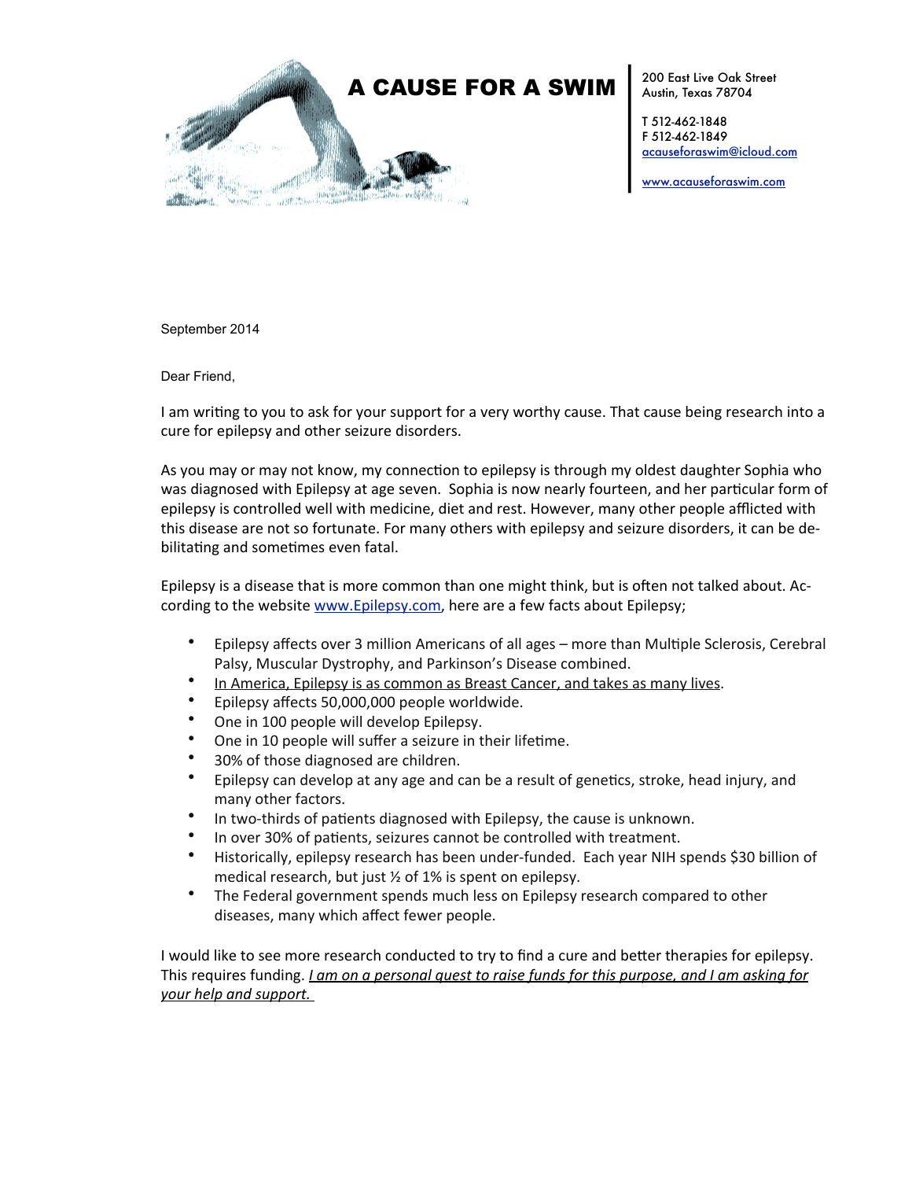# A CAUSE FOR A SWIM

200 East Live Oak Street
Austin, Texas 78704

T 512-462-1848
F 512-462-1849
acauseforaswim@icloud.com

www.acauseforaswim.com

September 2014

Dear Friend,

I am writing to you to ask for your support for a very worthy cause. That cause being research into a cure for epilepsy and other seizure disorders.

As you may or may not know, my connection to epilepsy is through my oldest daughter Sophia who was diagnosed with Epilepsy at age seven. Sophia is now nearly fourteen, and her particular form of epilepsy is controlled well with medicine, diet and rest. However, many other people afflicted with this disease are not so fortunate. For many others with epilepsy and seizure disorders, it can be debilitating and sometimes even fatal.

Epilepsy is a disease that is more common than one might think, but is often not talked about. According to the website www.Epilepsy.com, here are a few facts about Epilepsy;

- Epilepsy affects over 3 million Americans of all ages – more than Multiple Sclerosis, Cerebral Palsy, Muscular Dystrophy, and Parkinson's Disease combined.
- <u>In America, Epilepsy is as common as Breast Cancer, and takes as many lives</u>.
- Epilepsy affects 50,000,000 people worldwide.
- One in 100 people will develop Epilepsy.
- One in 10 people will suffer a seizure in their lifetime.
- 30% of those diagnosed are children.
- Epilepsy can develop at any age and can be a result of genetics, stroke, head injury, and many other factors.
- In two-thirds of patients diagnosed with Epilepsy, the cause is unknown.
- In over 30% of patients, seizures cannot be controlled with treatment.
- Historically, epilepsy research has been under-funded. Each year NIH spends $30 billion of medical research, but just ½ of 1% is spent on epilepsy.
- The Federal government spends much less on Epilepsy research compared to other diseases, many which affect fewer people.

I would like to see more research conducted to try to find a cure and better therapies for epilepsy. This requires funding. *<u>I am on a personal quest to raise funds for this purpose, and I am asking for your help and support.</u>*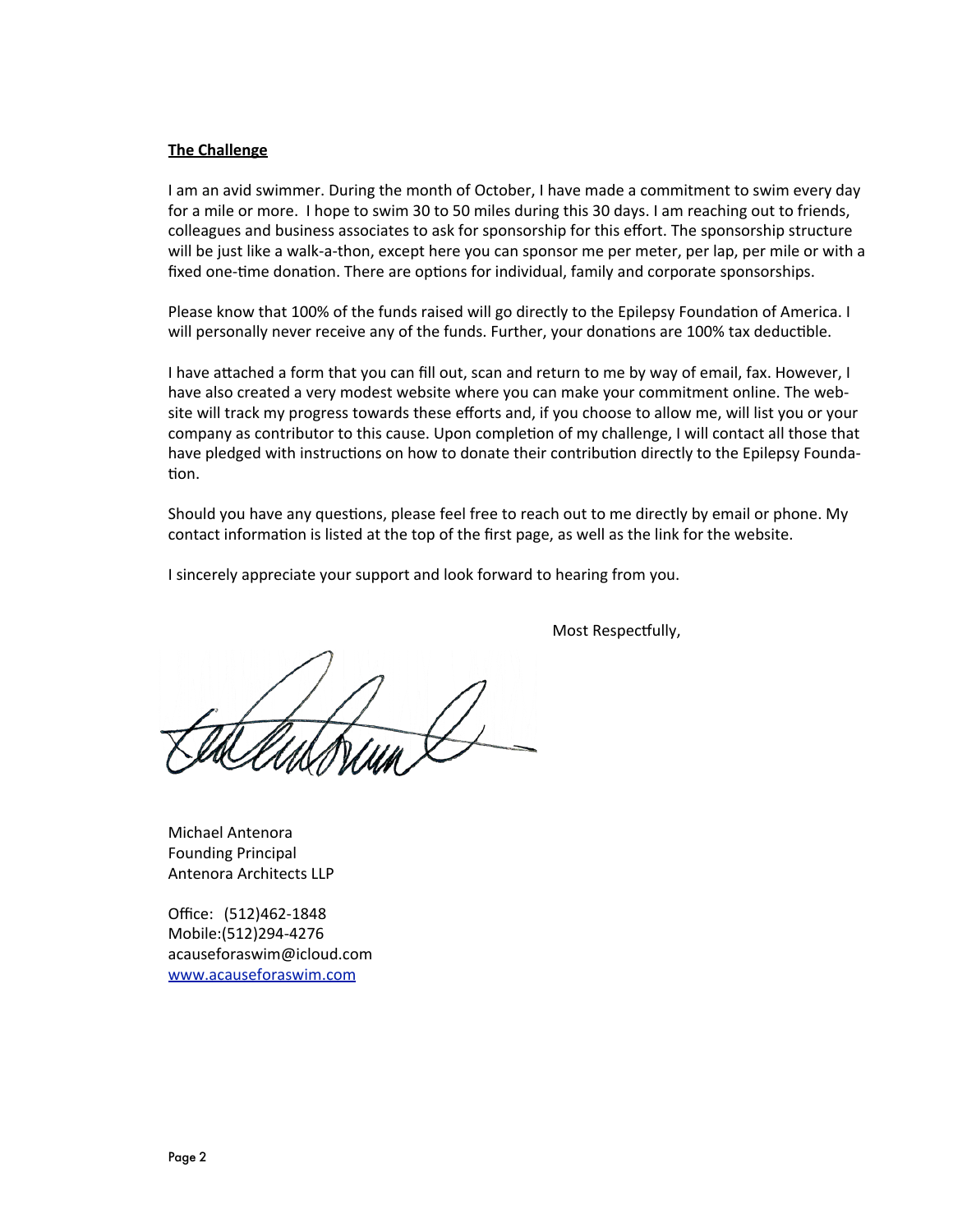**<u>The Challenge</u>**

I am an avid swimmer. During the month of October, I have made a commitment to swim every day for a mile or more. I hope to swim 30 to 50 miles during this 30 days. I am reaching out to friends, colleagues and business associates to ask for sponsorship for this effort. The sponsorship structure will be just like a walk-a-thon, except here you can sponsor me per meter, per lap, per mile or with a fixed one-time donation. There are options for individual, family and corporate sponsorships.

Please know that 100% of the funds raised will go directly to the Epilepsy Foundation of America. I will personally never receive any of the funds. Further, your donations are 100% tax deductible.

I have attached a form that you can fill out, scan and return to me by way of email, fax. However, I have also created a very modest website where you can make your commitment online. The website will track my progress towards these efforts and, if you choose to allow me, will list you or your company as contributor to this cause. Upon completion of my challenge, I will contact all those that have pledged with instructions on how to donate their contribution directly to the Epilepsy Foundation.

Should you have any questions, please feel free to reach out to me directly by email or phone. My contact information is listed at the top of the first page, as well as the link for the website.

I sincerely appreciate your support and look forward to hearing from you.

Most Respectfully,

Michael Antenora
Founding Principal
Antenora Architects LLP

Office: (512)462-1848
Mobile:(512)294-4276
acauseforaswim@icloud.com
www.acauseforaswim.com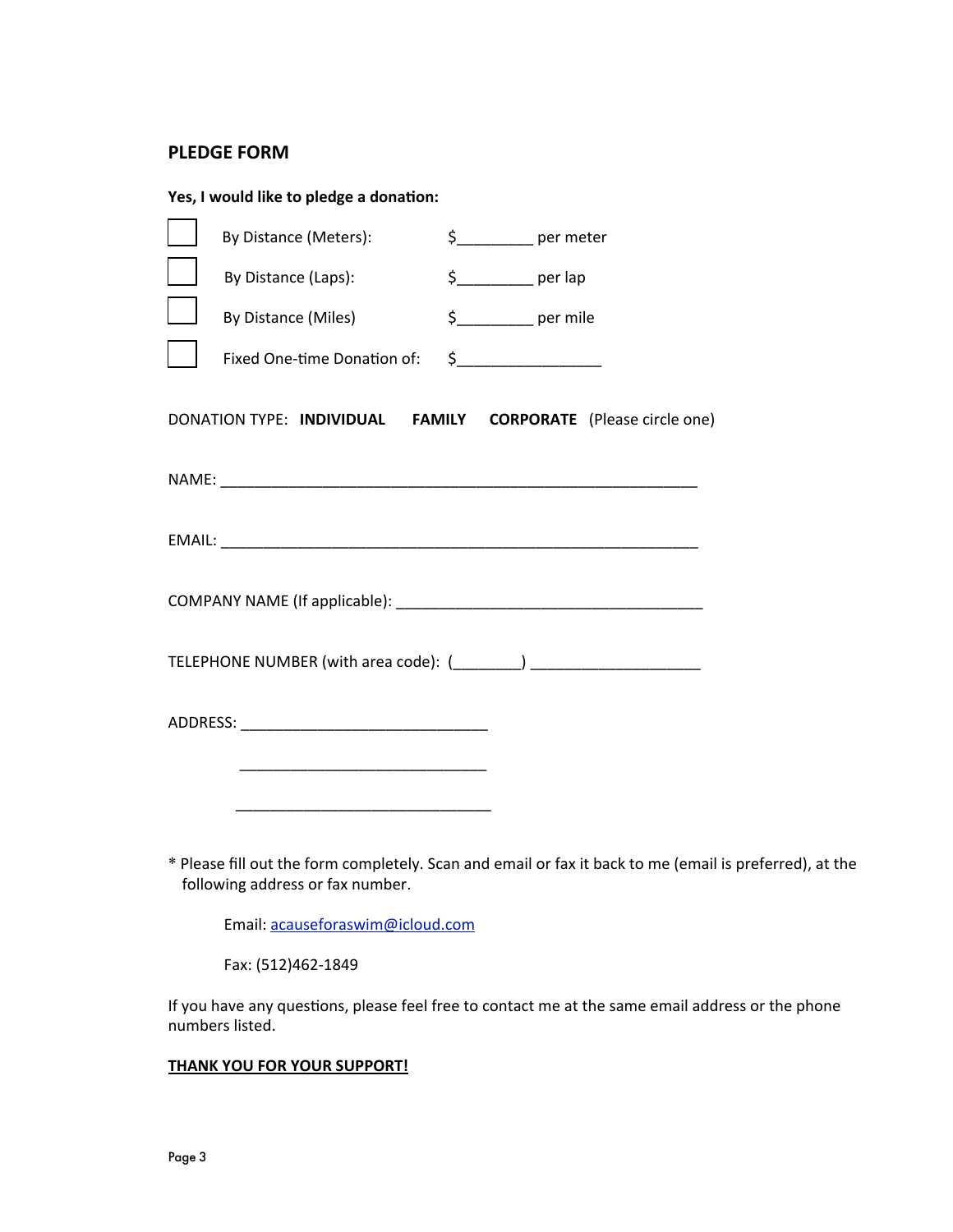## PLEDGE FORM

**Yes, I would like to pledge a donation:**

☐ By Distance (Meters): $_________ per meter

☐ By Distance (Laps): $_________ per lap

☐ By Distance (Miles) $_________ per mile

☐ Fixed One-time Donation of: $_________________

DONATION TYPE: **INDIVIDUAL** **FAMILY** **CORPORATE** (Please circle one)

NAME: __________________________________________________________

EMAIL: __________________________________________________________

COMPANY NAME (If applicable): _____________________________________

TELEPHONE NUMBER (with area code): (________) ____________________

ADDRESS: _____________________________

_____________________________

______________________________

* Please fill out the form completely. Scan and email or fax it back to me (email is preferred), at the following address or fax number.

Email: acauseforaswim@icloud.com

Fax: (512)462-1849

If you have any questions, please feel free to contact me at the same email address or the phone numbers listed.

**THANK YOU FOR YOUR SUPPORT!**